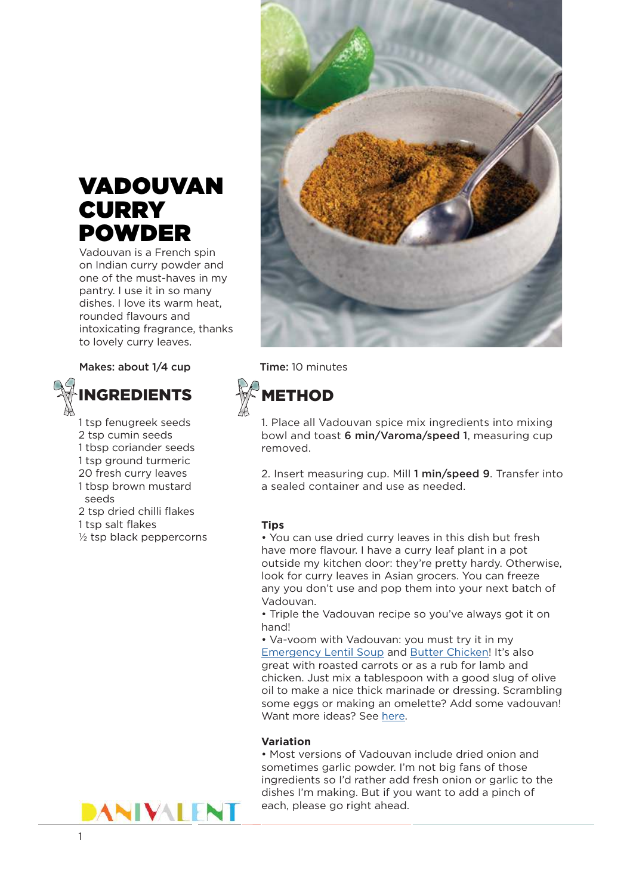# VADOUVAN CURRY POWDER

Vadouvan is a French spin on Indian curry powder and one of the must-haves in my pantry. I use it in so many dishes. I love its warm heat, rounded flavours and intoxicating fragrance, thanks to lovely curry leaves.

**Makes:** about 1/4 cup

**Time:** 10 minutes

## INGREDIENTS

- 1 tsp fenugreek seeds
- 2 tsp cumin seeds
- 1 tbsp coriander seeds
- 1 tsp ground turmeric
- 20 fresh curry leaves
- 1 tbsp brown mustard seeds
- 2 tsp dried chilli flakes
- 1 tsp salt flakes
- ½ tsp black peppercorns

## METHOD

1. Place all Vadouvan spice mix ingredients into mixing bowl and toast **6 min/Varoma/speed 1**, measuring cup removed.

2. Insert measuring cup. Mill **1 min/speed 9**. Transfer into a sealed container and use as needed.

### Tips

- You can use dried curry leaves in this dish but fresh have more flavour. I have a curry leaf plant in a pot outside my kitchen door: they're pretty hardy. Otherwise, look for curry leaves in Asian grocers. You can freeze any you don't use and pop them into your next batch of Vadouvan.
- Triple the Vadouvan recipe so you've always got it on hand!
- Va-voom with Vadouvan: you must try it in my Emergency Lentil Soup and Butter Chicken! It's also great with roasted carrots or as a rub for lamb and chicken. Just mix a tablespoon with a good slug of olive oil to make a nice thick marinade or dressing. Scrambling some eggs or making an omelette? Add some vadouvan! Want more ideas? See here.

### Variation

- Most versions of Vadouvan include dried onion and sometimes garlic powder. I'm not big fans of those ingredients so I'd rather add fresh onion or garlic to the dishes I'm making. But if you want to add a pinch of each, please go right ahead.

DANIVALENT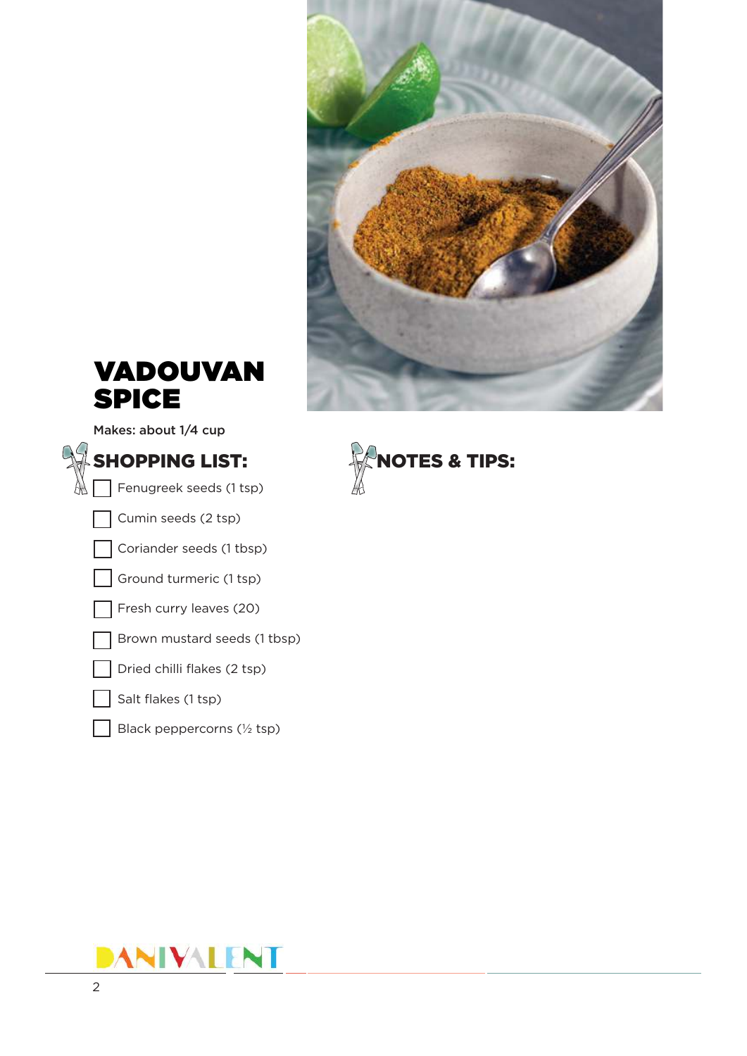# VADOUVAN SPICE

Makes: about 1/4 cup

## SHOPPING LIST:

- [ ] Fenugreek seeds (1 tsp)
- [ ] Cumin seeds (2 tsp)
- [ ] Coriander seeds (1 tbsp)
- [ ] Ground turmeric (1 tsp)
- [ ] Fresh curry leaves (20)
- [ ] Brown mustard seeds (1 tbsp)
- [ ] Dried chilli flakes (2 tsp)
- [ ] Salt flakes (1 tsp)
- [ ] Black peppercorns (½ tsp)

## NOTES & TIPS: